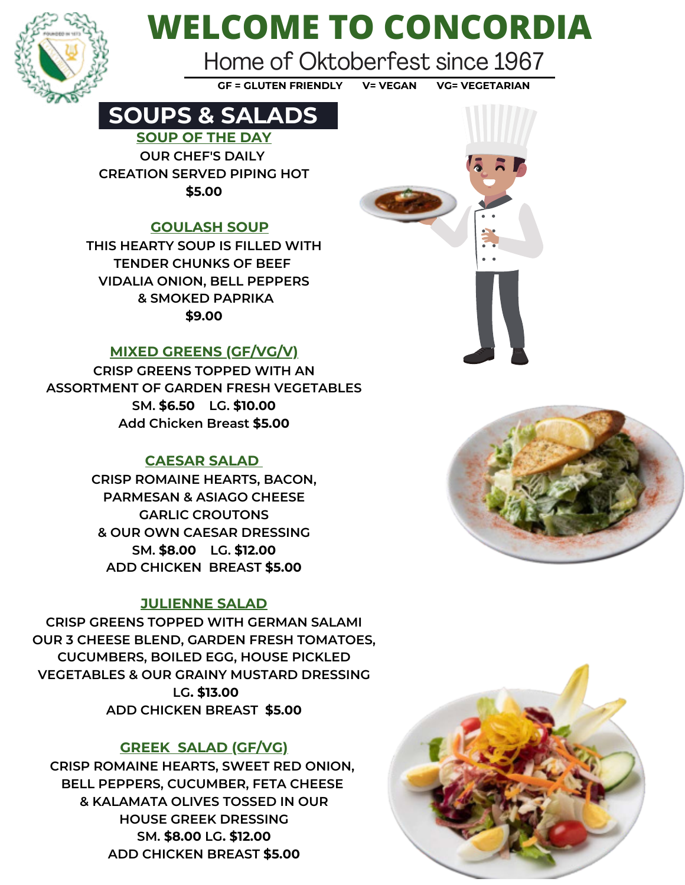# WELCOME TO CONCORDIA

Home of Oktoberfest since 1967

**GF = GLUTEN FRIENDLY V= VEGAN VG= VEGETARIAN**

## SOUPS & SALADS

### SOUP OF THE DAY

OUR CHEF'S DAILY CREATION SERVED PIPING HOT

**$5.00**

### GOULASH SOUP

THIS HEARTY SOUP IS FILLED WITH TENDER CHUNKS OF BEEF VIDALIA ONION, BELL PEPPERS & SMOKED PAPRIKA

**$9.00**

### MIXED GREENS (GF/VG/V)

CRISP GREENS TOPPED WITH AN ASSORTMENT OF GARDEN FRESH VEGETABLES

SM. **$6.50** LG. **$10.00**

Add Chicken Breast **$5.00**

### CAESAR SALAD

CRISP ROMAINE HEARTS, BACON, PARMESAN & ASIAGO CHEESE GARLIC CROUTONS & OUR OWN CAESAR DRESSING

SM. **$8.00** LG. **$12.00**

ADD CHICKEN BREAST **$5.00**

### JULIENNE SALAD

CRISP GREENS TOPPED WITH GERMAN SALAMI OUR 3 CHEESE BLEND, GARDEN FRESH TOMATOES, CUCUMBERS, BOILED EGG, HOUSE PICKLED VEGETABLES & OUR GRAINY MUSTARD DRESSING

LG. **$13.00**

ADD CHICKEN BREAST **$5.00**

### GREEK SALAD (GF/VG)

CRISP ROMAINE HEARTS, SWEET RED ONION, BELL PEPPERS, CUCUMBER, FETA CHEESE & KALAMATA OLIVES TOSSED IN OUR HOUSE GREEK DRESSING

SM. **$8.00** LG. **$12.00**

ADD CHICKEN BREAST **$5.00**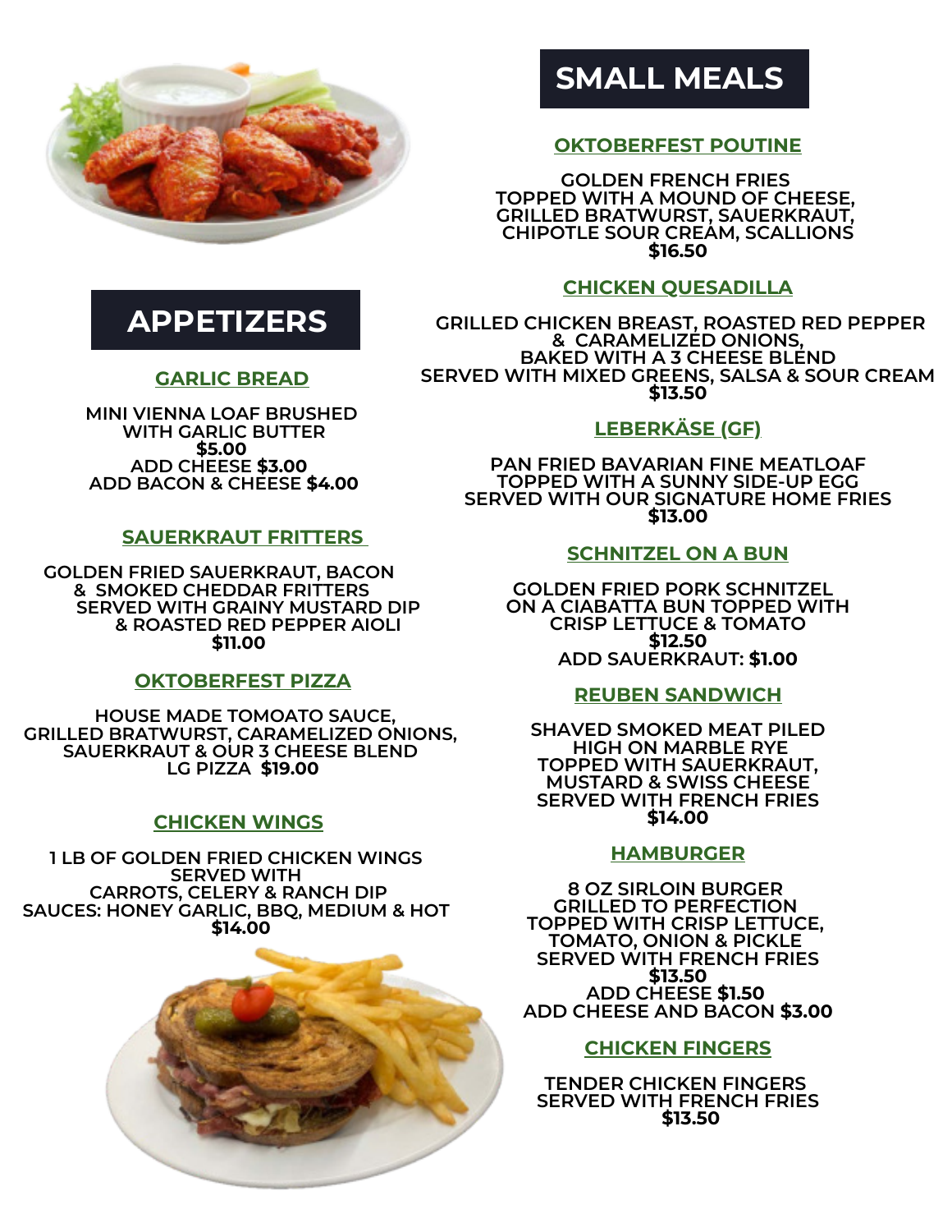## APPETIZERS

### GARLIC BREAD

MINI VIENNA LOAF BRUSHED
WITH GARLIC BUTTER
**$5.00**
ADD CHEESE **$3.00**
ADD BACON & CHEESE **$4.00**

### SAUERKRAUT FRITTERS

GOLDEN FRIED SAUERKRAUT, BACON
& SMOKED CHEDDAR FRITTERS
SERVED WITH GRAINY MUSTARD DIP
& ROASTED RED PEPPER AIOLI
**$11.00**

### OKTOBERFEST PIZZA

HOUSE MADE TOMOATO SAUCE,
GRILLED BRATWURST, CARAMELIZED ONIONS,
SAUERKRAUT & OUR 3 CHEESE BLEND
LG PIZZA **$19.00**

### CHICKEN WINGS

1 LB OF GOLDEN FRIED CHICKEN WINGS
SERVED WITH
CARROTS, CELERY & RANCH DIP
SAUCES: HONEY GARLIC, BBQ, MEDIUM & HOT
**$14.00**

## SMALL MEALS

### OKTOBERFEST POUTINE

GOLDEN FRENCH FRIES
TOPPED WITH A MOUND OF CHEESE,
GRILLED BRATWURST, SAUERKRAUT,
CHIPOTLE SOUR CREAM, SCALLIONS
**$16.50**

### CHICKEN QUESADILLA

GRILLED CHICKEN BREAST, ROASTED RED PEPPER
& CARAMELIZED ONIONS,
BAKED WITH A 3 CHEESE BLEND
SERVED WITH MIXED GREENS, SALSA & SOUR CREAM
**$13.50**

### LEBERKÄSE (GF)

PAN FRIED BAVARIAN FINE MEATLOAF
TOPPED WITH A SUNNY SIDE-UP EGG
SERVED WITH OUR SIGNATURE HOME FRIES
**$13.00**

### SCHNITZEL ON A BUN

GOLDEN FRIED PORK SCHNITZEL
ON A CIABATTA BUN TOPPED WITH
CRISP LETTUCE & TOMATO
**$12.50**
ADD SAUERKRAUT: **$1.00**

### REUBEN SANDWICH

SHAVED SMOKED MEAT PILED
HIGH ON MARBLE RYE
TOPPED WITH SAUERKRAUT,
MUSTARD & SWISS CHEESE
SERVED WITH FRENCH FRIES
**$14.00**

### HAMBURGER

8 OZ SIRLOIN BURGER
GRILLED TO PERFECTION
TOPPED WITH CRISP LETTUCE,
TOMATO, ONION & PICKLE
SERVED WITH FRENCH FRIES
**$13.50**
ADD CHEESE **$1.50**
ADD CHEESE AND BACON **$3.00**

### CHICKEN FINGERS

TENDER CHICKEN FINGERS
SERVED WITH FRENCH FRIES
**$13.50**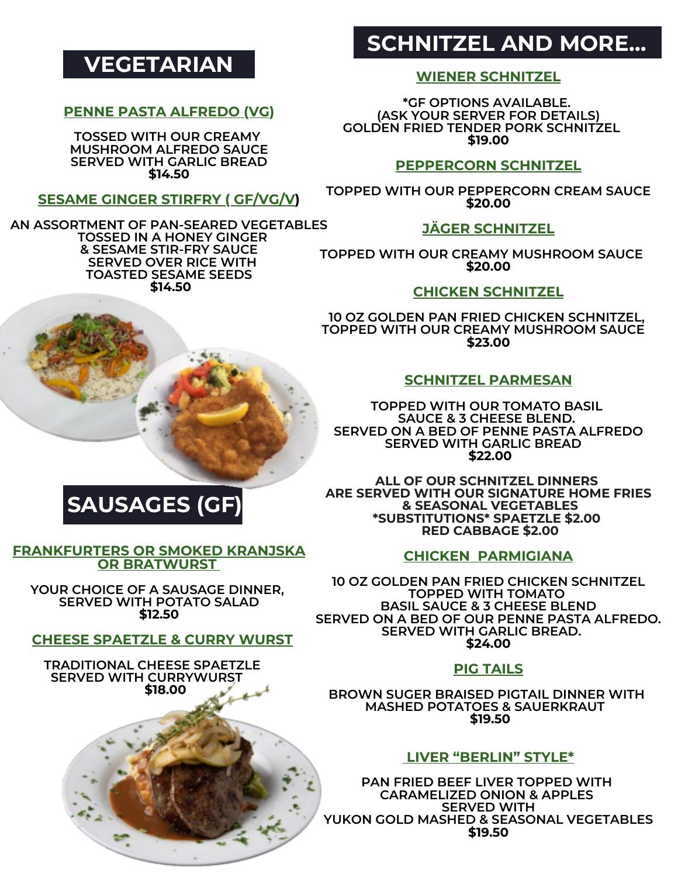## VEGETARIAN

### PENNE PASTA ALFREDO (VG)

TOSSED WITH OUR CREAMY MUSHROOM ALFREDO SAUCE SERVED WITH GARLIC BREAD
**$14.50**

### SESAME GINGER STIRFRY ( GF/VG/V)

AN ASSORTMENT OF PAN-SEARED VEGETABLES TOSSED IN A HONEY GINGER & SESAME STIR-FRY SAUCE SERVED OVER RICE WITH TOASTED SESAME SEEDS
**$14.50**

## SAUSAGES (GF)

### FRANKFURTERS OR SMOKED KRANJSKA OR BRATWURST

YOUR CHOICE OF A SAUSAGE DINNER, SERVED WITH POTATO SALAD
**$12.50**

### CHEESE SPAETZLE & CURRY WURST

TRADITIONAL CHEESE SPAETZLE SERVED WITH CURRYWURST
**$18.00**

## SCHNITZEL AND MORE...

### WIENER SCHNITZEL

*GF OPTIONS AVAILABLE. (ASK YOUR SERVER FOR DETAILS)
GOLDEN FRIED TENDER PORK SCHNITZEL
**$19.00**

### PEPPERCORN SCHNITZEL

TOPPED WITH OUR PEPPERCORN CREAM SAUCE
**$20.00**

### JÄGER SCHNITZEL

TOPPED WITH OUR CREAMY MUSHROOM SAUCE
**$20.00**

### CHICKEN SCHNITZEL

10 OZ GOLDEN PAN FRIED CHICKEN SCHNITZEL, TOPPED WITH OUR CREAMY MUSHROOM SAUCE
**$23.00**

### SCHNITZEL PARMESAN

TOPPED WITH OUR TOMATO BASIL SAUCE & 3 CHEESE BLEND. SERVED ON A BED OF PENNE PASTA ALFREDO SERVED WITH GARLIC BREAD
**$22.00**

ALL OF OUR SCHNITZEL DINNERS ARE SERVED WITH OUR SIGNATURE HOME FRIES & SEASONAL VEGETABLES
*SUBSTITUTIONS* SPAETZLE $2.00
RED CABBAGE $2.00

### CHICKEN PARMIGIANA

10 OZ GOLDEN PAN FRIED CHICKEN SCHNITZEL TOPPED WITH TOMATO BASIL SAUCE & 3 CHEESE BLEND SERVED ON A BED OF OUR PENNE PASTA ALFREDO. SERVED WITH GARLIC BREAD.
**$24.00**

### PIG TAILS

BROWN SUGER BRAISED PIGTAIL DINNER WITH MASHED POTATOES & SAUERKRAUT
**$19.50**

### LIVER "BERLIN" STYLE*

PAN FRIED BEEF LIVER TOPPED WITH CARAMELIZED ONION & APPLES SERVED WITH YUKON GOLD MASHED & SEASONAL VEGETABLES
**$19.50**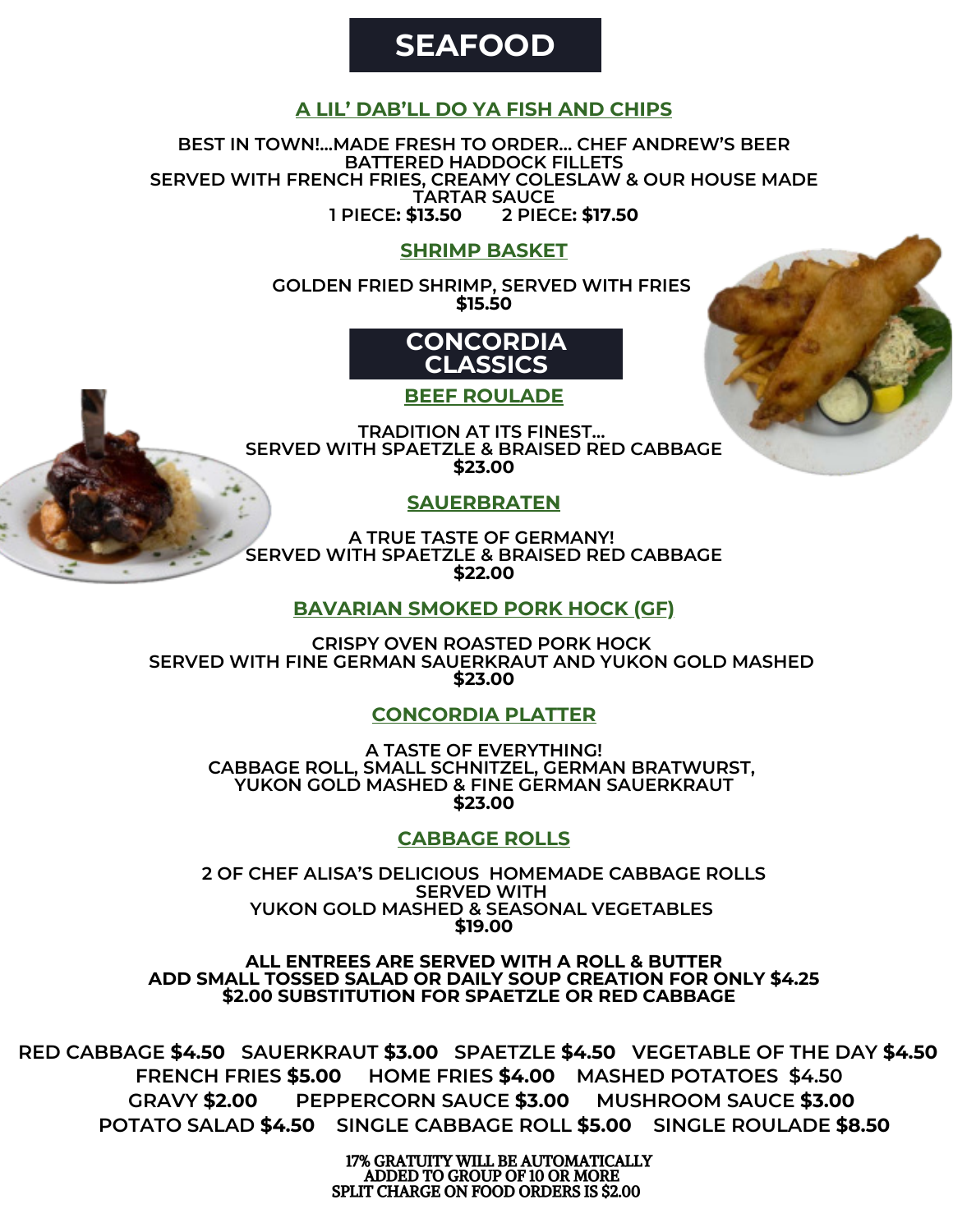# SEAFOOD

### A LIL' DAB'LL DO YA FISH AND CHIPS

BEST IN TOWN!...MADE FRESH TO ORDER... CHEF ANDREW'S BEER BATTERED HADDOCK FILLETS
SERVED WITH FRENCH FRIES, CREAMY COLESLAW & OUR HOUSE MADE TARTAR SAUCE
1 PIECE: **$13.50** 2 PIECE: **$17.50**

### SHRIMP BASKET

GOLDEN FRIED SHRIMP, SERVED WITH FRIES
**$15.50**

# CONCORDIA CLASSICS

### BEEF ROULADE

TRADITION AT ITS FINEST...
SERVED WITH SPAETZLE & BRAISED RED CABBAGE
**$23.00**

### SAUERBRATEN

A TRUE TASTE OF GERMANY!
SERVED WITH SPAETZLE & BRAISED RED CABBAGE
**$22.00**

### BAVARIAN SMOKED PORK HOCK (GF)

CRISPY OVEN ROASTED PORK HOCK
SERVED WITH FINE GERMAN SAUERKRAUT AND YUKON GOLD MASHED
**$23.00**

### CONCORDIA PLATTER

A TASTE OF EVERYTHING!
CABBAGE ROLL, SMALL SCHNITZEL, GERMAN BRATWURST,
YUKON GOLD MASHED & FINE GERMAN SAUERKRAUT
**$23.00**

### CABBAGE ROLLS

2 OF CHEF ALISA'S DELICIOUS HOMEMADE CABBAGE ROLLS
SERVED WITH
YUKON GOLD MASHED & SEASONAL VEGETABLES
**$19.00**

**ALL ENTREES ARE SERVED WITH A ROLL & BUTTER**
**ADD SMALL TOSSED SALAD OR DAILY SOUP CREATION FOR ONLY $4.25**
**$2.00 SUBSTITUTION FOR SPAETZLE OR RED CABBAGE**

RED CABBAGE **$4.50** SAUERKRAUT **$3.00** SPAETZLE **$4.50** VEGETABLE OF THE DAY **$4.50**
FRENCH FRIES **$5.00** HOME FRIES **$4.00** MASHED POTATOES $4.50
GRAVY **$2.00** PEPPERCORN SAUCE **$3.00** MUSHROOM SAUCE **$3.00**
POTATO SALAD **$4.50** SINGLE CABBAGE ROLL **$5.00** SINGLE ROULADE **$8.50**

17% GRATUITY WILL BE AUTOMATICALLY ADDED TO GROUP OF 10 OR MORE
SPLIT CHARGE ON FOOD ORDERS IS $2.00